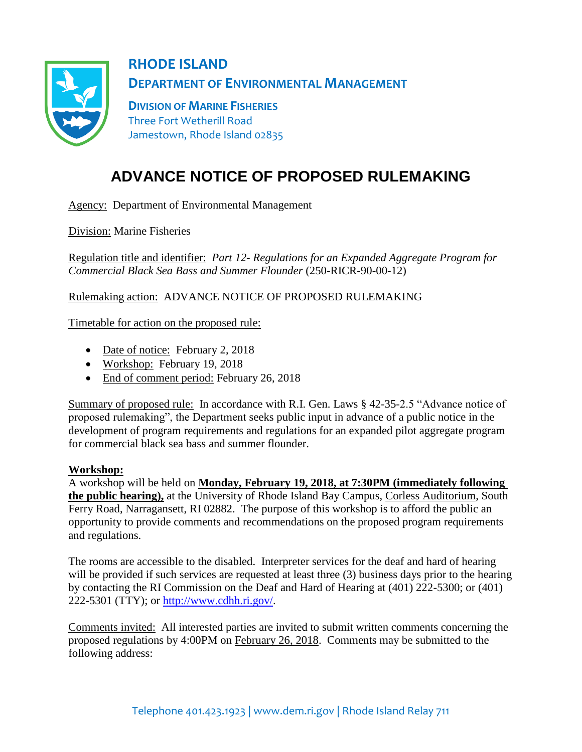# RHODE ISLAND

## DEPARTMENT OF ENVIRONMENTAL MANAGEMENT

**DIVISION OF MARINE FISHERIES**
Three Fort Wetherill Road
Jamestown, Rhode Island 02835

# ADVANCE NOTICE OF PROPOSED RULEMAKING

Agency: Department of Environmental Management

Division: Marine Fisheries

Regulation title and identifier: *Part 12- Regulations for an Expanded Aggregate Program for Commercial Black Sea Bass and Summer Flounder* (250-RICR-90-00-12)

Rulemaking action: ADVANCE NOTICE OF PROPOSED RULEMAKING

Timetable for action on the proposed rule:

- Date of notice: February 2, 2018
- Workshop: February 19, 2018
- End of comment period: February 26, 2018

Summary of proposed rule: In accordance with R.I. Gen. Laws § 42-35-2.5 "Advance notice of proposed rulemaking", the Department seeks public input in advance of a public notice in the development of program requirements and regulations for an expanded pilot aggregate program for commercial black sea bass and summer flounder.

**Workshop:**

A workshop will be held on **Monday, February 19, 2018, at 7:30PM (immediately following the public hearing),** at the University of Rhode Island Bay Campus, Corless Auditorium, South Ferry Road, Narragansett, RI 02882. The purpose of this workshop is to afford the public an opportunity to provide comments and recommendations on the proposed program requirements and regulations.

The rooms are accessible to the disabled. Interpreter services for the deaf and hard of hearing will be provided if such services are requested at least three (3) business days prior to the hearing by contacting the RI Commission on the Deaf and Hard of Hearing at (401) 222-5300; or (401) 222-5301 (TTY); or http://www.cdhh.ri.gov/.

Comments invited: All interested parties are invited to submit written comments concerning the proposed regulations by 4:00PM on February 26, 2018. Comments may be submitted to the following address:

Telephone 401.423.1923 | www.dem.ri.gov | Rhode Island Relay 711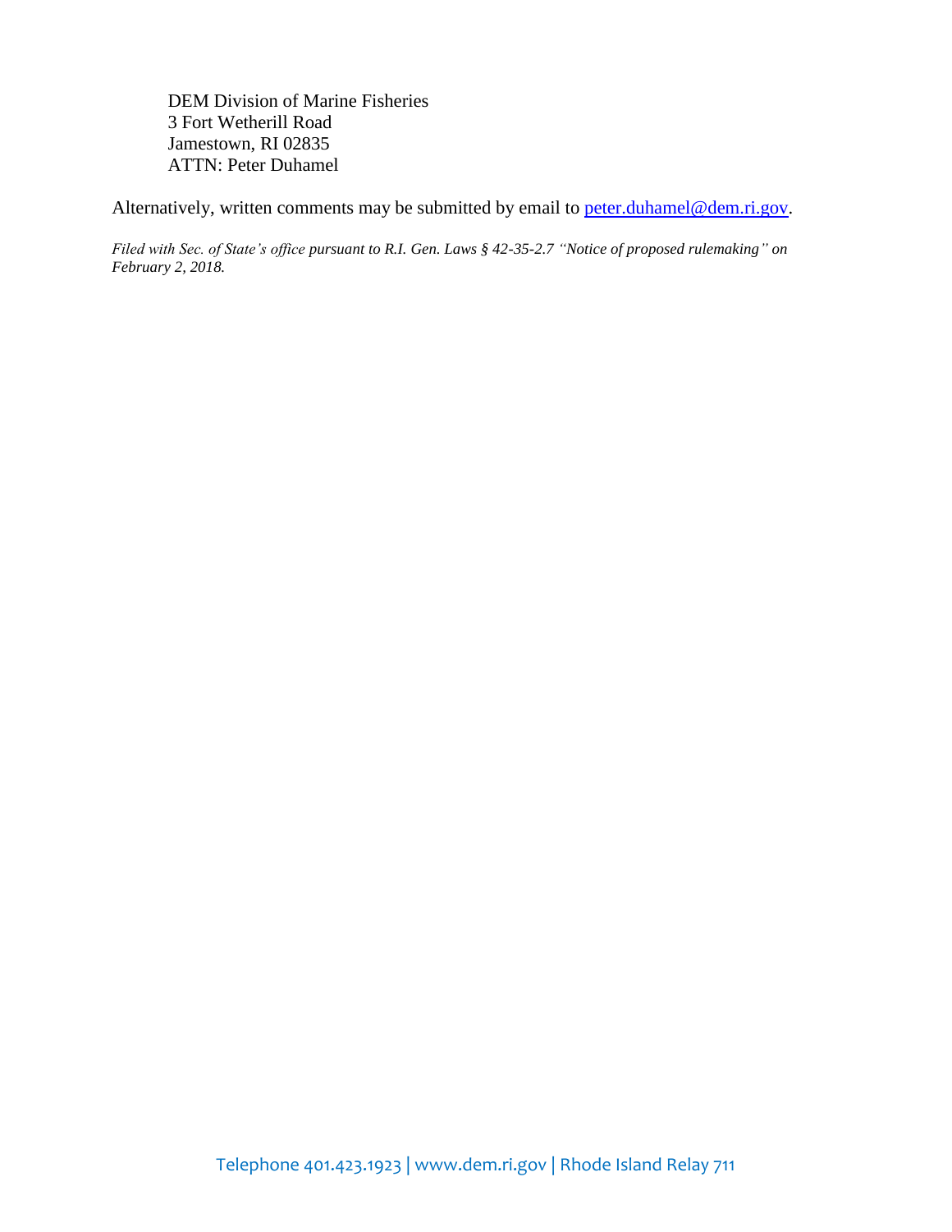DEM Division of Marine Fisheries  
3 Fort Wetherill Road  
Jamestown, RI 02835  
ATTN: Peter Duhamel

Alternatively, written comments may be submitted by email to peter.duhamel@dem.ri.gov.

*Filed with Sec. of State's office pursuant to R.I. Gen. Laws § 42-35-2.7 "Notice of proposed rulemaking" on February 2, 2018.*